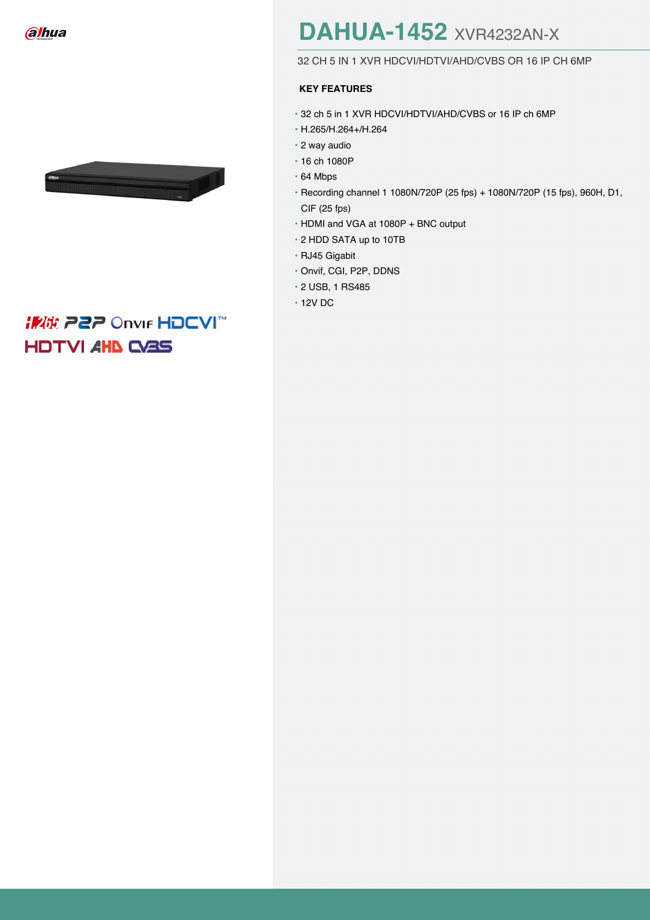# DAHUA-1452 XVR4232AN-X

32 CH 5 IN 1 XVR HDCVI/HDTVI/AHD/CVBS OR 16 IP CH 6MP

**KEY FEATURES**

- 32 ch 5 in 1 XVR HDCVI/HDTVI/AHD/CVBS or 16 IP ch 6MP
- H.265/H.264+/H.264
- 2 way audio
- 16 ch 1080P
- 64 Mbps
- Recording channel 1 1080N/720P (25 fps) + 1080N/720P (15 fps), 960H, D1, CIF (25 fps)
- HDMI and VGA at 1080P + BNC output
- 2 HDD SATA up to 10TB
- RJ45 Gigabit
- Onvif, CGI, P2P, DDNS
- 2 USB, 1 RS485
- 12V DC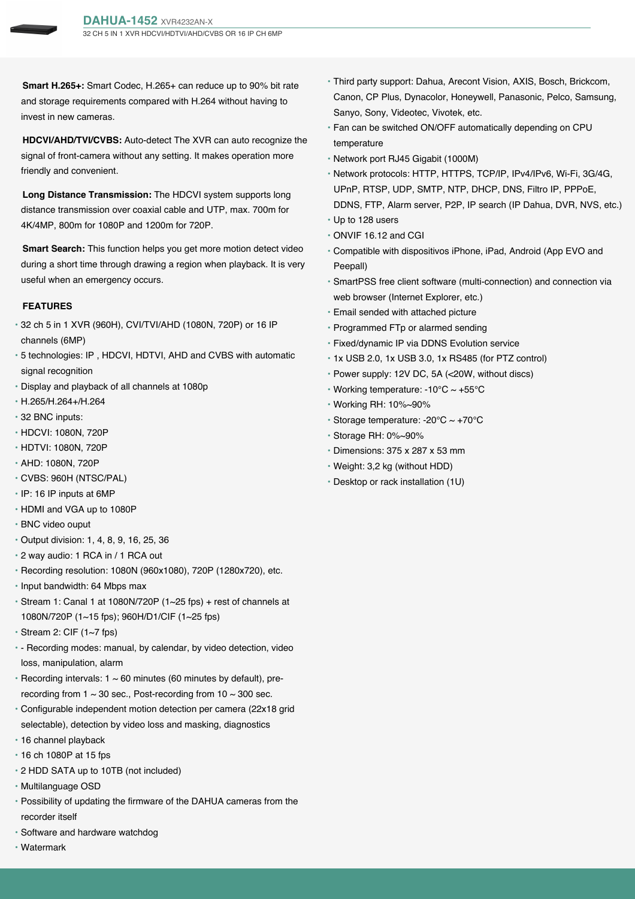# DAHUA-1452 XVR4232AN-X

32 CH 5 IN 1 XVR HDCVI/HDTVI/AHD/CVBS OR 16 IP CH 6MP

**Smart H.265+:** Smart Codec, H.265+ can reduce up to 90% bit rate and storage requirements compared with H.264 without having to invest in new cameras.

**HDCVI/AHD/TVI/CVBS:** Auto-detect The XVR can auto recognize the signal of front-camera without any setting. It makes operation more friendly and convenient.

**Long Distance Transmission:** The HDCVI system supports long distance transmission over coaxial cable and UTP, max. 700m for 4K/4MP, 800m for 1080P and 1200m for 720P.

**Smart Search:** This function helps you get more motion detect video during a short time through drawing a region when playback. It is very useful when an emergency occurs.

## FEATURES

- 32 ch 5 in 1 XVR (960H), CVI/TVI/AHD (1080N, 720P) or 16 IP channels (6MP)
- 5 technologies: IP , HDCVI, HDTVI, AHD and CVBS with automatic signal recognition
- Display and playback of all channels at 1080p
- H.265/H.264+/H.264
- 32 BNC inputs:
- HDCVI: 1080N, 720P
- HDTVI: 1080N, 720P
- AHD: 1080N, 720P
- CVBS: 960H (NTSC/PAL)
- IP: 16 IP inputs at 6MP
- HDMI and VGA up to 1080P
- BNC video ouput
- Output division: 1, 4, 8, 9, 16, 25, 36
- 2 way audio: 1 RCA in / 1 RCA out
- Recording resolution: 1080N (960x1080), 720P (1280x720), etc.
- Input bandwidth: 64 Mbps max
- Stream 1: Canal 1 at 1080N/720P (1~25 fps) + rest of channels at 1080N/720P (1~15 fps); 960H/D1/CIF (1~25 fps)
- Stream 2: CIF (1~7 fps)
- - Recording modes: manual, by calendar, by video detection, video loss, manipulation, alarm
- Recording intervals: 1 ~ 60 minutes (60 minutes by default), pre-recording from 1 ~ 30 sec., Post-recording from 10 ~ 300 sec.
- Configurable independent motion detection per camera (22x18 grid selectable), detection by video loss and masking, diagnostics
- 16 channel playback
- 16 ch 1080P at 15 fps
- 2 HDD SATA up to 10TB (not included)
- Multilanguage OSD
- Possibility of updating the firmware of the DAHUA cameras from the recorder itself
- Software and hardware watchdog
- Watermark
- Third party support: Dahua, Arecont Vision, AXIS, Bosch, Brickcom, Canon, CP Plus, Dynacolor, Honeywell, Panasonic, Pelco, Samsung, Sanyo, Sony, Videotec, Vivotek, etc.
- Fan can be switched ON/OFF automatically depending on CPU temperature
- Network port RJ45 Gigabit (1000M)
- Network protocols: HTTP, HTTPS, TCP/IP, IPv4/IPv6, Wi-Fi, 3G/4G, UPnP, RTSP, UDP, SMTP, NTP, DHCP, DNS, Filtro IP, PPPoE, DDNS, FTP, Alarm server, P2P, IP search (IP Dahua, DVR, NVS, etc.)
- Up to 128 users
- ONVIF 16.12 and CGI
- Compatible with dispositivos iPhone, iPad, Android (App EVO and Peepall)
- SmartPSS free client software (multi-connection) and connection via web browser (Internet Explorer, etc.)
- Email sended with attached picture
- Programmed FTp or alarmed sending
- Fixed/dynamic IP via DDNS Evolution service
- 1x USB 2.0, 1x USB 3.0, 1x RS485 (for PTZ control)
- Power supply: 12V DC, 5A (<20W, without discs)
- Working temperature: -10°C ~ +55°C
- Working RH: 10%~90%
- Storage temperature: -20°C ~ +70°C
- Storage RH: 0%~90%
- Dimensions: 375 x 287 x 53 mm
- Weight: 3,2 kg (without HDD)
- Desktop or rack installation (1U)